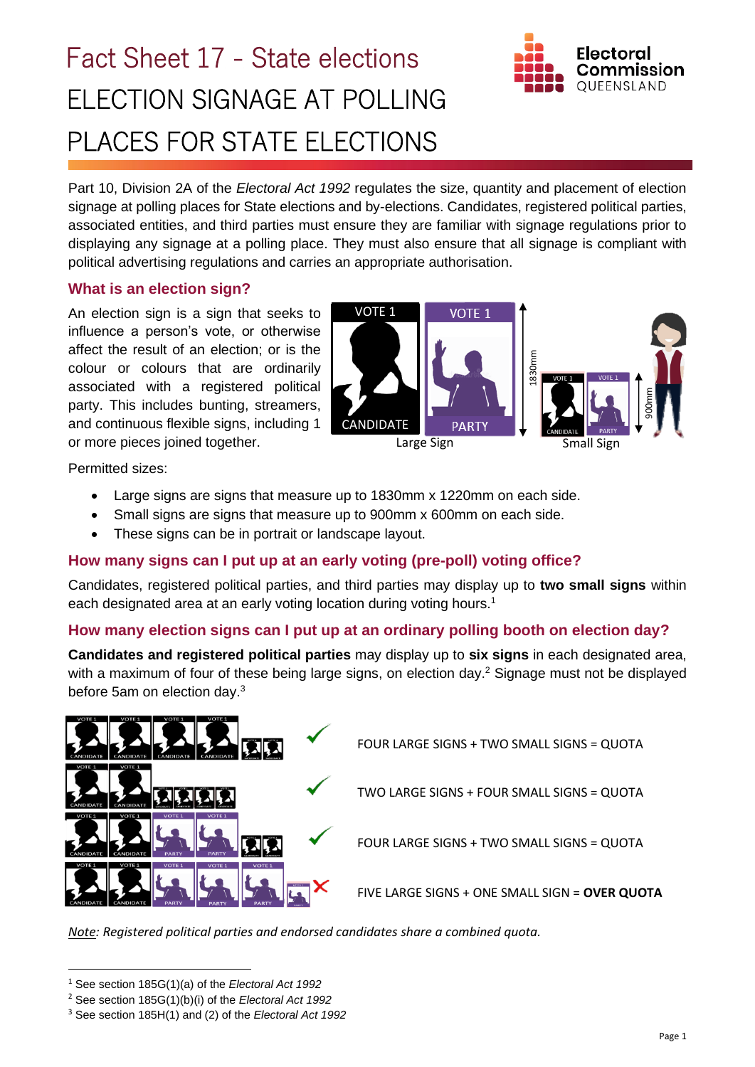# Fact Sheet 17 - State elections

# ELECTION SIGNAGE AT POLLING PLACES FOR STATE ELECTIONS

Part 10, Division 2A of the *Electoral Act 1992* regulates the size, quantity and placement of election signage at polling places for State elections and by-elections. Candidates, registered political parties, associated entities, and third parties must ensure they are familiar with signage regulations prior to displaying any signage at a polling place. They must also ensure that all signage is compliant with political advertising regulations and carries an appropriate authorisation.

## What is an election sign?

An election sign is a sign that seeks to influence a person's vote, or otherwise affect the result of an election; or is the colour or colours that are ordinarily associated with a registered political party. This includes bunting, streamers, and continuous flexible signs, including 1 or more pieces joined together.

VOTE 1
CANDIDATE
VOTE 1
PARTY
1830mm
Large Sign
VOTE 1
CANDIDATE
VOTE 1
PARTY
900mm
Small Sign

Permitted sizes:

- Large signs are signs that measure up to 1830mm x 1220mm on each side.
- Small signs are signs that measure up to 900mm x 600mm on each side.
- These signs can be in portrait or landscape layout.

## How many signs can I put up at an early voting (pre-poll) voting office?

Candidates, registered political parties, and third parties may display up to **two small signs** within each designated area at an early voting location during voting hours.[1]

## How many election signs can I put up at an ordinary polling booth on election day?

**Candidates and registered political parties** may display up to **six signs** in each designated area, with a maximum of four of these being large signs, on election day.[2] Signage must not be displayed before 5am on election day.[3]

FOUR LARGE SIGNS + TWO SMALL SIGNS = QUOTA

TWO LARGE SIGNS + FOUR SMALL SIGNS = QUOTA

FOUR LARGE SIGNS + TWO SMALL SIGNS = QUOTA

FIVE LARGE SIGNS + ONE SMALL SIGN = **OVER QUOTA**

*Note: Registered political parties and endorsed candidates share a combined quota.*

---

[1] See section 185G(1)(a) of the *Electoral Act 1992*

[2] See section 185G(1)(b)(i) of the *Electoral Act 1992*

[3] See section 185H(1) and (2) of the *Electoral Act 1992*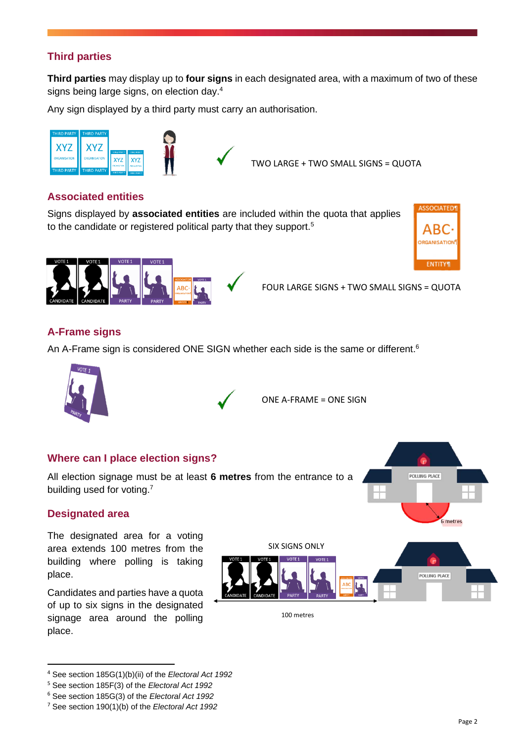## Third parties

**Third parties** may display up to **four signs** in each designated area, with a maximum of two of these signs being large signs, on election day.[4]

Any sign displayed by a third party must carry an authorisation.

TWO LARGE + TWO SMALL SIGNS = QUOTA

## Associated entities

Signs displayed by **associated entities** are included within the quota that applies to the candidate or registered political party that they support.[5]

FOUR LARGE SIGNS + TWO SMALL SIGNS = QUOTA

## A-Frame signs

An A-Frame sign is considered ONE SIGN whether each side is the same or different.[6]

ONE A-FRAME = ONE SIGN

## Where can I place election signs?

All election signage must be at least **6 metres** from the entrance to a building used for voting.[7]

6 metres

## Designated area

The designated area for a voting area extends 100 metres from the building where polling is taking place.

Candidates and parties have a quota of up to six signs in the designated signage area around the polling place.

SIX SIGNS ONLY

100 metres

---

[4] See section 185G(1)(b)(ii) of the *Electoral Act 1992*

[5] See section 185F(3) of the *Electoral Act 1992*

[6] See section 185G(3) of the *Electoral Act 1992*

[7] See section 190(1)(b) of the *Electoral Act 1992*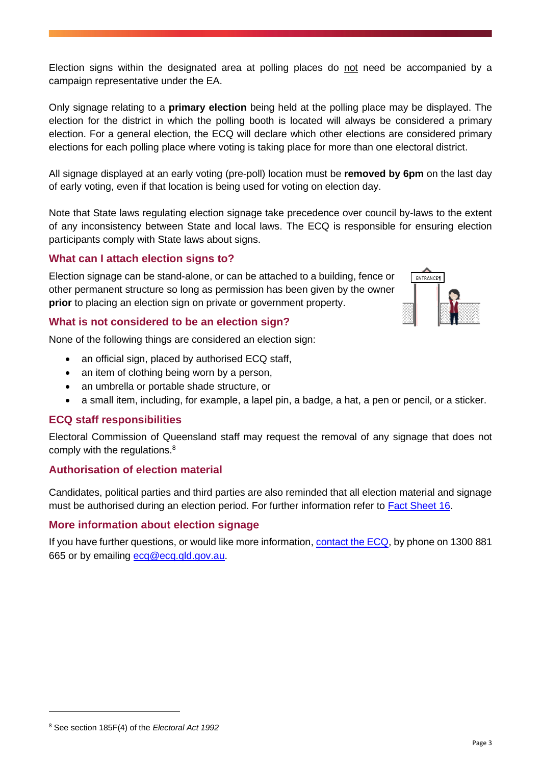Election signs within the designated area at polling places do not need be accompanied by a campaign representative under the EA.

Only signage relating to a **primary election** being held at the polling place may be displayed. The election for the district in which the polling booth is located will always be considered a primary election. For a general election, the ECQ will declare which other elections are considered primary elections for each polling place where voting is taking place for more than one electoral district.

All signage displayed at an early voting (pre-poll) location must be **removed by 6pm** on the last day of early voting, even if that location is being used for voting on election day.

Note that State laws regulating election signage take precedence over council by-laws to the extent of any inconsistency between State and local laws. The ECQ is responsible for ensuring election participants comply with State laws about signs.

## What can I attach election signs to?

Election signage can be stand-alone, or can be attached to a building, fence or other permanent structure so long as permission has been given by the owner **prior** to placing an election sign on private or government property.

## What is not considered to be an election sign?

None of the following things are considered an election sign:

- an official sign, placed by authorised ECQ staff,
- an item of clothing being worn by a person,
- an umbrella or portable shade structure, or
- a small item, including, for example, a lapel pin, a badge, a hat, a pen or pencil, or a sticker.

## ECQ staff responsibilities

Electoral Commission of Queensland staff may request the removal of any signage that does not comply with the regulations.[8]

## Authorisation of election material

Candidates, political parties and third parties are also reminded that all election material and signage must be authorised during an election period. For further information refer to Fact Sheet 16.

## More information about election signage

If you have further questions, or would like more information, contact the ECQ, by phone on 1300 881 665 or by emailing ecq@ecq.qld.gov.au.

---

[8] See section 185F(4) of the *Electoral Act 1992*